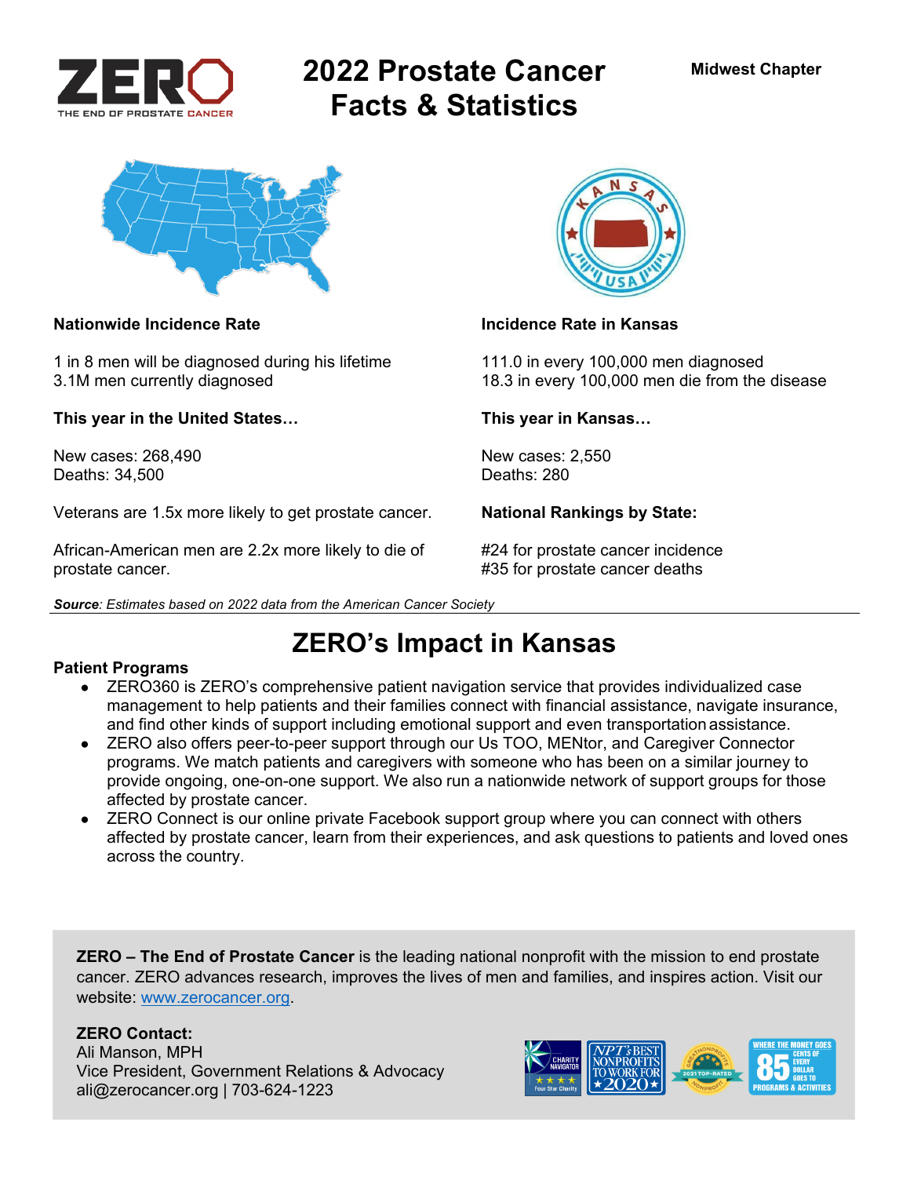# 2022 Prostate Cancer Facts & Statistics

Midwest Chapter

**Nationwide Incidence Rate**

1 in 8 men will be diagnosed during his lifetime
3.1M men currently diagnosed

**This year in the United States…**

New cases: 268,490
Deaths: 34,500

Veterans are 1.5x more likely to get prostate cancer.

African-American men are 2.2x more likely to die of prostate cancer.

**Incidence Rate in Kansas**

111.0 in every 100,000 men diagnosed
18.3 in every 100,000 men die from the disease

**This year in Kansas…**

New cases: 2,550
Deaths: 280

**National Rankings by State:**

#24 for prostate cancer incidence
#35 for prostate cancer deaths

***Source**: Estimates based on 2022 data from the American Cancer Society*

## ZERO's Impact in Kansas

**Patient Programs**

- ZERO360 is ZERO's comprehensive patient navigation service that provides individualized case management to help patients and their families connect with financial assistance, navigate insurance, and find other kinds of support including emotional support and even transportation assistance.
- ZERO also offers peer-to-peer support through our Us TOO, MENtor, and Caregiver Connector programs. We match patients and caregivers with someone who has been on a similar journey to provide ongoing, one-on-one support. We also run a nationwide network of support groups for those affected by prostate cancer.
- ZERO Connect is our online private Facebook support group where you can connect with others affected by prostate cancer, learn from their experiences, and ask questions to patients and loved ones across the country.

**ZERO – The End of Prostate Cancer** is the leading national nonprofit with the mission to end prostate cancer. ZERO advances research, improves the lives of men and families, and inspires action. Visit our website: [www.zerocancer.org](http://www.zerocancer.org).

**ZERO Contact:**
Ali Manson, MPH
Vice President, Government Relations & Advocacy
ali@zerocancer.org | 703-624-1223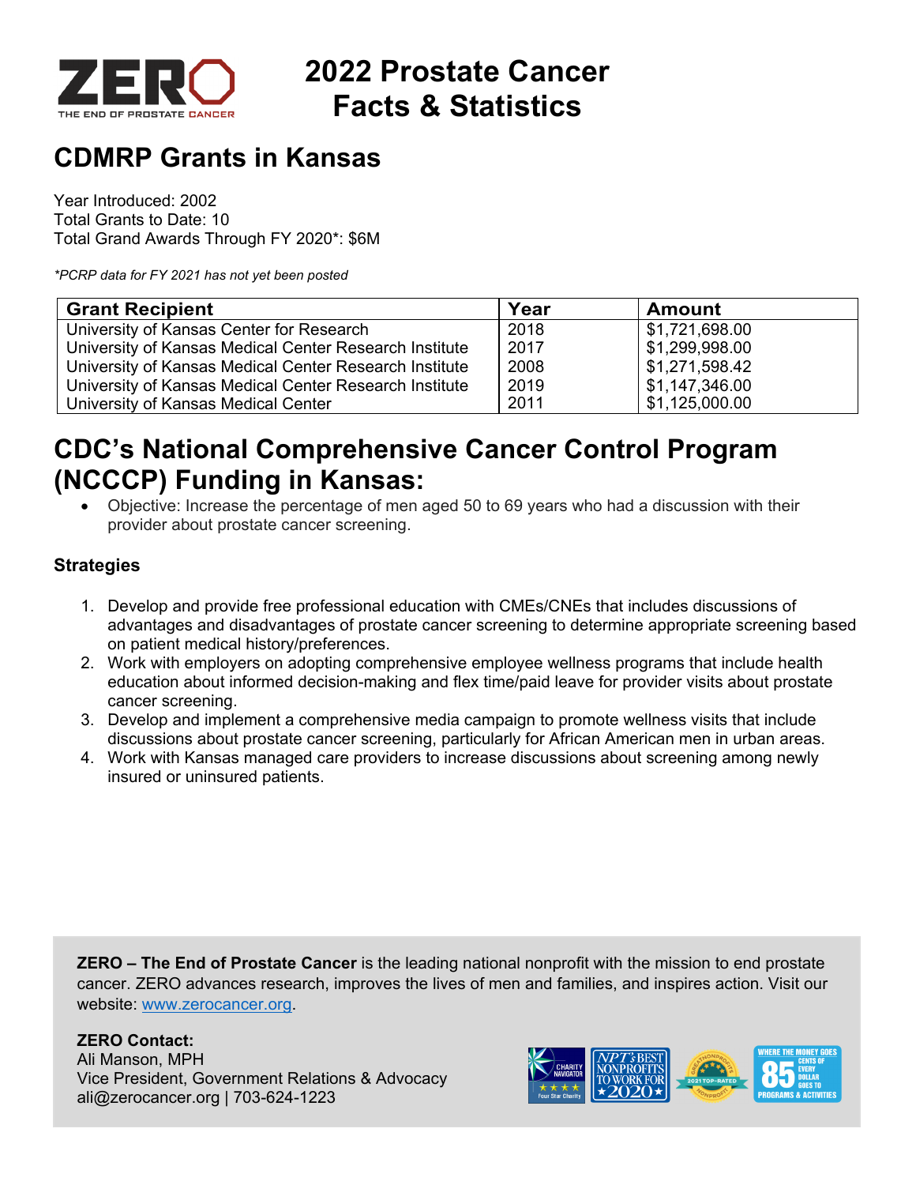# 2022 Prostate Cancer Facts & Statistics

## CDMRP Grants in Kansas

Year Introduced: 2002
Total Grants to Date: 10
Total Grand Awards Through FY 2020*: $6M

*\*PCRP data for FY 2021 has not yet been posted*

| Grant Recipient | Year | Amount |
|---|---|---|
| University of Kansas Center for Research | 2018 | $1,721,698.00 |
| University of Kansas Medical Center Research Institute | 2017 | $1,299,998.00 |
| University of Kansas Medical Center Research Institute | 2008 | $1,271,598.42 |
| University of Kansas Medical Center Research Institute | 2019 | $1,147,346.00 |
| University of Kansas Medical Center | 2011 | $1,125,000.00 |

## CDC's National Comprehensive Cancer Control Program (NCCCP) Funding in Kansas:

- Objective: Increase the percentage of men aged 50 to 69 years who had a discussion with their provider about prostate cancer screening.

### Strategies

1. Develop and provide free professional education with CMEs/CNEs that includes discussions of advantages and disadvantages of prostate cancer screening to determine appropriate screening based on patient medical history/preferences.
2. Work with employers on adopting comprehensive employee wellness programs that include health education about informed decision-making and flex time/paid leave for provider visits about prostate cancer screening.
3. Develop and implement a comprehensive media campaign to promote wellness visits that include discussions about prostate cancer screening, particularly for African American men in urban areas.
4. Work with Kansas managed care providers to increase discussions about screening among newly insured or uninsured patients.

**ZERO – The End of Prostate Cancer** is the leading national nonprofit with the mission to end prostate cancer. ZERO advances research, improves the lives of men and families, and inspires action. Visit our website: www.zerocancer.org.

**ZERO Contact:**
Ali Manson, MPH
Vice President, Government Relations & Advocacy
ali@zerocancer.org | 703-624-1223